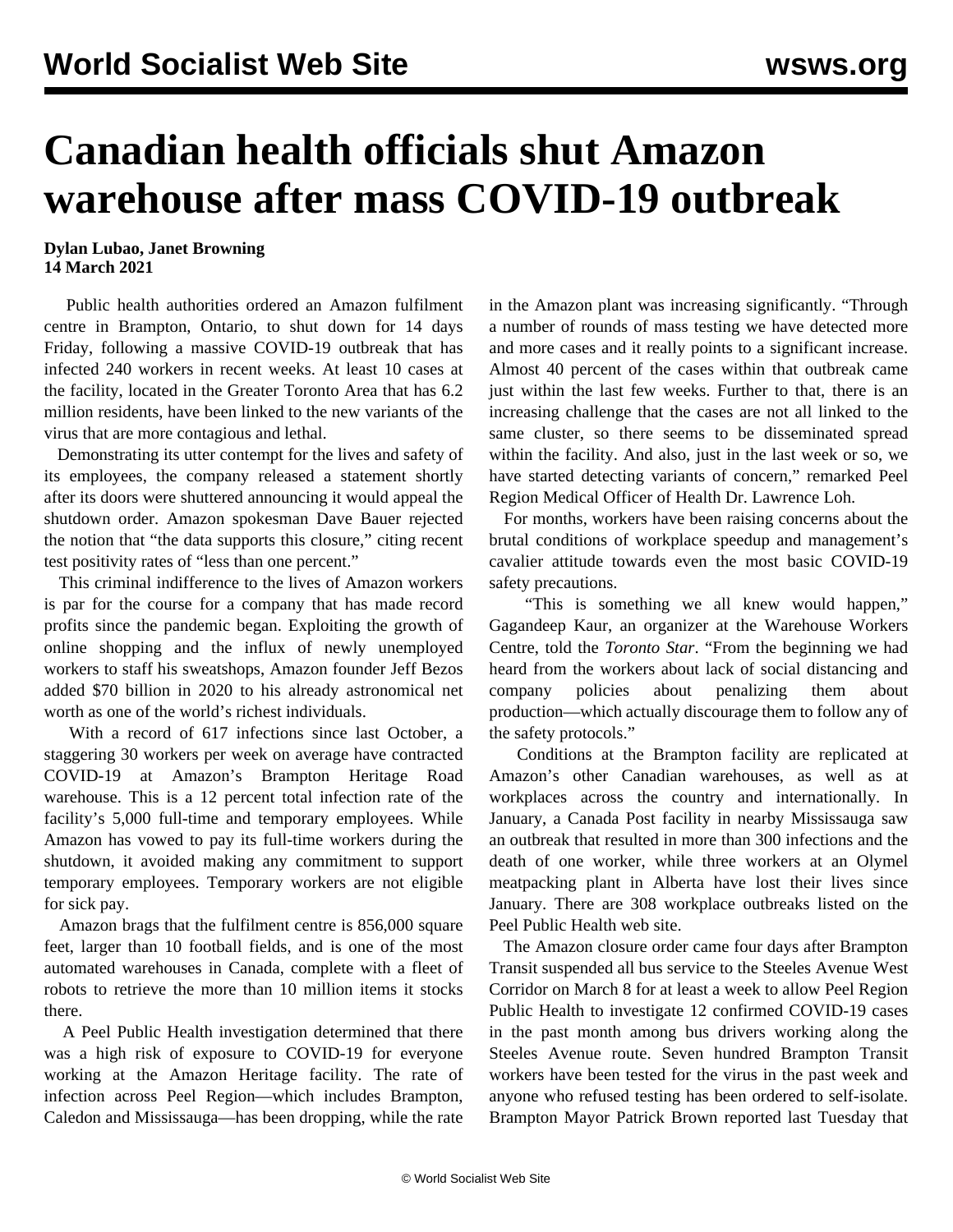# Canadian health officials shut Amazon warehouse after mass COVID-19 outbreak

**Dylan Lubao, Janet Browning**
**14 March 2021**

Public health authorities ordered an Amazon fulfilment centre in Brampton, Ontario, to shut down for 14 days Friday, following a massive COVID-19 outbreak that has infected 240 workers in recent weeks. At least 10 cases at the facility, located in the Greater Toronto Area that has 6.2 million residents, have been linked to the new variants of the virus that are more contagious and lethal.

Demonstrating its utter contempt for the lives and safety of its employees, the company released a statement shortly after its doors were shuttered announcing it would appeal the shutdown order. Amazon spokesman Dave Bauer rejected the notion that "the data supports this closure," citing recent test positivity rates of "less than one percent."

This criminal indifference to the lives of Amazon workers is par for the course for a company that has made record profits since the pandemic began. Exploiting the growth of online shopping and the influx of newly unemployed workers to staff his sweatshops, Amazon founder Jeff Bezos added $70 billion in 2020 to his already astronomical net worth as one of the world's richest individuals.

With a record of 617 infections since last October, a staggering 30 workers per week on average have contracted COVID-19 at Amazon's Brampton Heritage Road warehouse. This is a 12 percent total infection rate of the facility's 5,000 full-time and temporary employees. While Amazon has vowed to pay its full-time workers during the shutdown, it avoided making any commitment to support temporary employees. Temporary workers are not eligible for sick pay.

Amazon brags that the fulfilment centre is 856,000 square feet, larger than 10 football fields, and is one of the most automated warehouses in Canada, complete with a fleet of robots to retrieve the more than 10 million items it stocks there.

A Peel Public Health investigation determined that there was a high risk of exposure to COVID-19 for everyone working at the Amazon Heritage facility. The rate of infection across Peel Region—which includes Brampton, Caledon and Mississauga—has been dropping, while the rate in the Amazon plant was increasing significantly. "Through a number of rounds of mass testing we have detected more and more cases and it really points to a significant increase. Almost 40 percent of the cases within that outbreak came just within the last few weeks. Further to that, there is an increasing challenge that the cases are not all linked to the same cluster, so there seems to be disseminated spread within the facility. And also, just in the last week or so, we have started detecting variants of concern," remarked Peel Region Medical Officer of Health Dr. Lawrence Loh.

For months, workers have been raising concerns about the brutal conditions of workplace speedup and management's cavalier attitude towards even the most basic COVID-19 safety precautions.

"This is something we all knew would happen," Gagandeep Kaur, an organizer at the Warehouse Workers Centre, told the *Toronto Star*. "From the beginning we had heard from the workers about lack of social distancing and company policies about penalizing them about production—which actually discourage them to follow any of the safety protocols."

Conditions at the Brampton facility are replicated at Amazon's other Canadian warehouses, as well as at workplaces across the country and internationally. In January, a Canada Post facility in nearby Mississauga saw an outbreak that resulted in more than 300 infections and the death of one worker, while three workers at an Olymel meatpacking plant in Alberta have lost their lives since January. There are 308 workplace outbreaks listed on the Peel Public Health web site.

The Amazon closure order came four days after Brampton Transit suspended all bus service to the Steeles Avenue West Corridor on March 8 for at least a week to allow Peel Region Public Health to investigate 12 confirmed COVID-19 cases in the past month among bus drivers working along the Steeles Avenue route. Seven hundred Brampton Transit workers have been tested for the virus in the past week and anyone who refused testing has been ordered to self-isolate. Brampton Mayor Patrick Brown reported last Tuesday that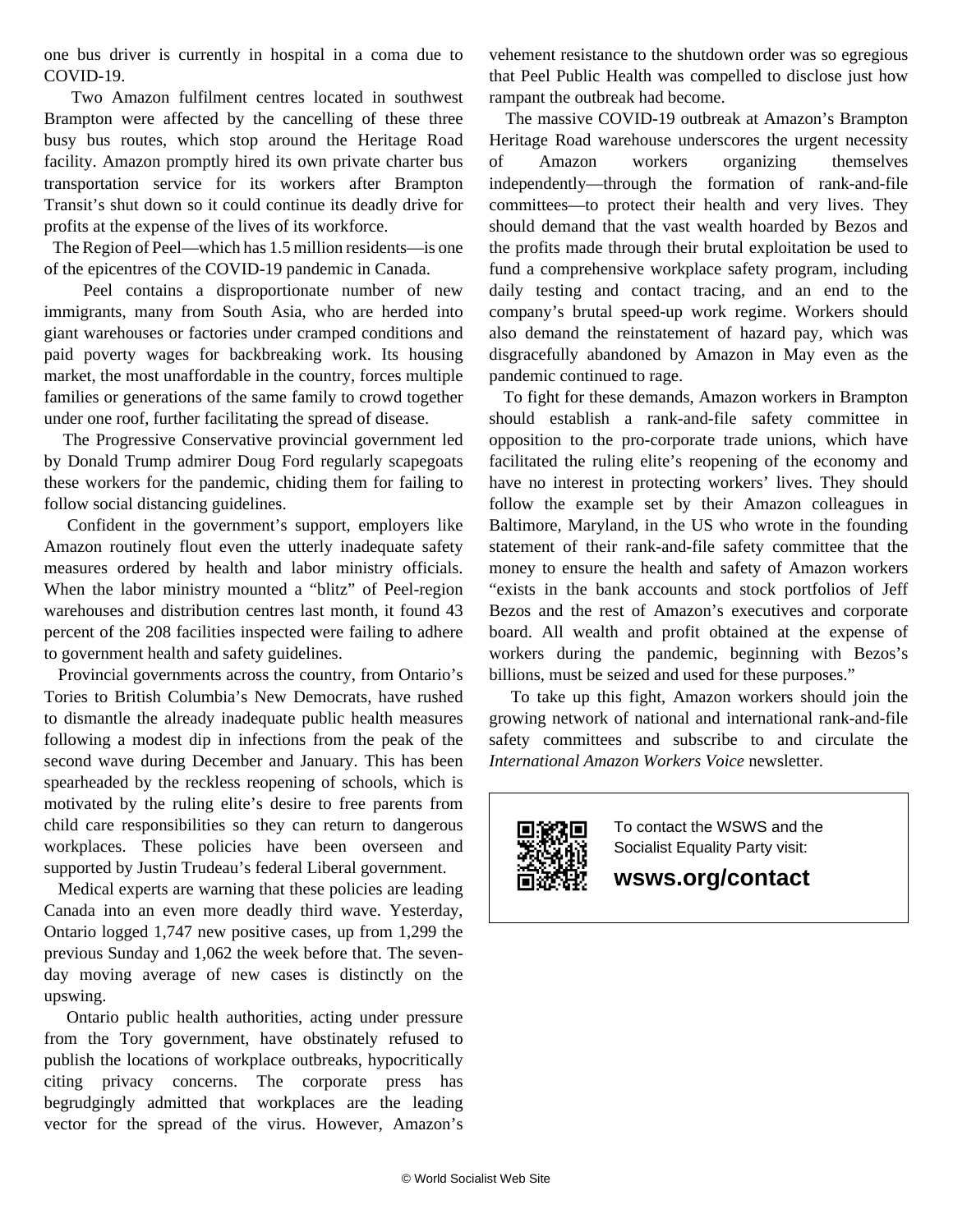one bus driver is currently in hospital in a coma due to COVID-19.

Two Amazon fulfilment centres located in southwest Brampton were affected by the cancelling of these three busy bus routes, which stop around the Heritage Road facility. Amazon promptly hired its own private charter bus transportation service for its workers after Brampton Transit's shut down so it could continue its deadly drive for profits at the expense of the lives of its workforce.

The Region of Peel—which has 1.5 million residents—is one of the epicentres of the COVID-19 pandemic in Canada.

Peel contains a disproportionate number of new immigrants, many from South Asia, who are herded into giant warehouses or factories under cramped conditions and paid poverty wages for backbreaking work. Its housing market, the most unaffordable in the country, forces multiple families or generations of the same family to crowd together under one roof, further facilitating the spread of disease.

The Progressive Conservative provincial government led by Donald Trump admirer Doug Ford regularly scapegoats these workers for the pandemic, chiding them for failing to follow social distancing guidelines.

Confident in the government's support, employers like Amazon routinely flout even the utterly inadequate safety measures ordered by health and labor ministry officials. When the labor ministry mounted a "blitz" of Peel-region warehouses and distribution centres last month, it found 43 percent of the 208 facilities inspected were failing to adhere to government health and safety guidelines.

Provincial governments across the country, from Ontario's Tories to British Columbia's New Democrats, have rushed to dismantle the already inadequate public health measures following a modest dip in infections from the peak of the second wave during December and January. This has been spearheaded by the reckless reopening of schools, which is motivated by the ruling elite's desire to free parents from child care responsibilities so they can return to dangerous workplaces. These policies have been overseen and supported by Justin Trudeau's federal Liberal government.

Medical experts are warning that these policies are leading Canada into an even more deadly third wave. Yesterday, Ontario logged 1,747 new positive cases, up from 1,299 the previous Sunday and 1,062 the week before that. The seven-day moving average of new cases is distinctly on the upswing.

Ontario public health authorities, acting under pressure from the Tory government, have obstinately refused to publish the locations of workplace outbreaks, hypocritically citing privacy concerns. The corporate press has begrudgingly admitted that workplaces are the leading vector for the spread of the virus. However, Amazon's vehement resistance to the shutdown order was so egregious that Peel Public Health was compelled to disclose just how rampant the outbreak had become.

The massive COVID-19 outbreak at Amazon's Brampton Heritage Road warehouse underscores the urgent necessity of Amazon workers organizing themselves independently—through the formation of rank-and-file committees—to protect their health and very lives. They should demand that the vast wealth hoarded by Bezos and the profits made through their brutal exploitation be used to fund a comprehensive workplace safety program, including daily testing and contact tracing, and an end to the company's brutal speed-up work regime. Workers should also demand the reinstatement of hazard pay, which was disgracefully abandoned by Amazon in May even as the pandemic continued to rage.

To fight for these demands, Amazon workers in Brampton should establish a rank-and-file safety committee in opposition to the pro-corporate trade unions, which have facilitated the ruling elite's reopening of the economy and have no interest in protecting workers' lives. They should follow the example set by their Amazon colleagues in Baltimore, Maryland, in the US who wrote in the founding statement of their rank-and-file safety committee that the money to ensure the health and safety of Amazon workers "exists in the bank accounts and stock portfolios of Jeff Bezos and the rest of Amazon's executives and corporate board. All wealth and profit obtained at the expense of workers during the pandemic, beginning with Bezos's billions, must be seized and used for these purposes."

To take up this fight, Amazon workers should join the growing network of national and international rank-and-file safety committees and subscribe to and circulate the *International Amazon Workers Voice* newsletter.

To contact the WSWS and the Socialist Equality Party visit:

**wsws.org/contact**